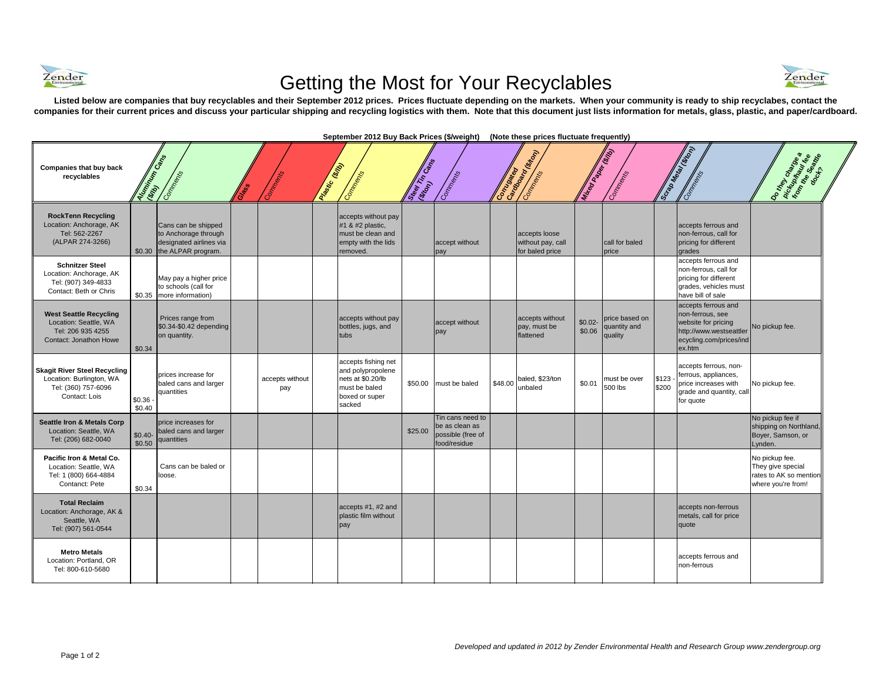# Getting the Most for Your Recyclables

**Listed below are companies that buy recyclables and their September 2012 prices. Prices fluctuate depending on the markets. When your community is ready to ship recyclabes, contact the companies for their current prices and discuss your particular shipping and recycling logistics with them. Note that this document just lists information for metals, glass, plastic, and paper/cardboard.**

**September 2012 Buy Back Prices ($/weight) (Note these prices fluctuate frequently)**

| Companies that buy back recyclables | Aluminum Cans ($/lb) | Comments | Glass | Comments | Plastic ($/lb) | Comments | Steel Tin Cans ($/ton) | Comments | Corrugated Cardboard ($/ton) | Comments | Mixed Paper ($/lb) | Comments | Scrap Metal ($/ton) | Comments | Do they charge a pickup/haul fee from the Seattle dock? |
|---|---|---|---|---|---|---|---|---|---|---|---|---|---|---|---|
| **RockTenn Recycling** Location: Anchorage, AK Tel: 562-2267 (ALPAR 274-3266) | $0.30 | Cans can be shipped to Anchorage through designated airlines via the ALPAR program. | | | | accepts without pay #1 & #2 plastic, must be clean and empty with the lids removed. | | accept without pay | | accepts loose without pay, call for baled price | | call for baled price | | accepts ferrous and non-ferrous, call for pricing for different grades | |
| **Schnitzer Steel** Location: Anchorage, AK Tel: (907) 349-4833 Contact: Beth or Chris | $0.35 | May pay a higher price to schools (call for more information) | | | | | | | | | | | | accepts ferrous and non-ferrous, call for pricing for different grades, vehicles must have bill of sale | |
| **West Seattle Recycling** Location: Seattle, WA Tel: 206 935 4255 Contact: Jonathon Howe | $0.34 | Prices range from $0.34-$0.42 depending on quantity. | | | | accepts without pay bottles, jugs, and tubs | | accept without pay | | accepts without pay, must be flattened | $0.02-$0.06 | price based on quantity and quality | | accepts ferrous and non-ferrous, see website for pricing http://www.westseattlerecycling.com/prices/index.htm | No pickup fee. |
| **Skagit River Steel Recycling** Location: Burlington, WA Tel: (360) 757-6096 Contact: Lois | $0.36 - $0.40 | prices increase for baled cans and larger quantities | | accepts without pay | | accepts fishing net and polypropolene nets at $0.20/lb must be baled boxed or super sacked | $50.00 | must be baled | $48.00 | baled, $23/ton unbaled | $0.01 | must be over 500 lbs | $123 - $200 | accepts ferrous, non-ferrous, appliances, price increases with grade and quantity, call for quote | No pickup fee. |
| **Seattle Iron & Metals Corp** Location: Seattle, WA Tel: (206) 682-0040 | $0.40-$0.50 | price increases for baled cans and larger quantities | | | | | $25.00 | Tin cans need to be as clean as possible (free of food/residue | | | | | | | No pickup fee if shipping on Northland, Boyer, Samson, or Lynden. |
| **Pacific Iron & Metal Co.** Location: Seattle, WA Tel: 1 (800) 664-4884 Contanct: Pete | $0.34 | Cans can be baled or loose. | | | | | | | | | | | | | No pickup fee. They give special rates to AK so mention where you're from! |
| **Total Reclaim** Location: Anchorage, AK & Seattle, WA Tel: (907) 561-0544 | | | | | | accepts #1, #2 and plastic film without pay | | | | | | | | accepts non-ferrous metals, call for price quote | |
| **Metro Metals** Location: Portland, OR Tel: 800-610-5680 | | | | | | | | | | | | | | accepts ferrous and non-ferrous | |

*Developed and updated in 2012 by Zender Environmental Health and Research Group www.zendergroup.org*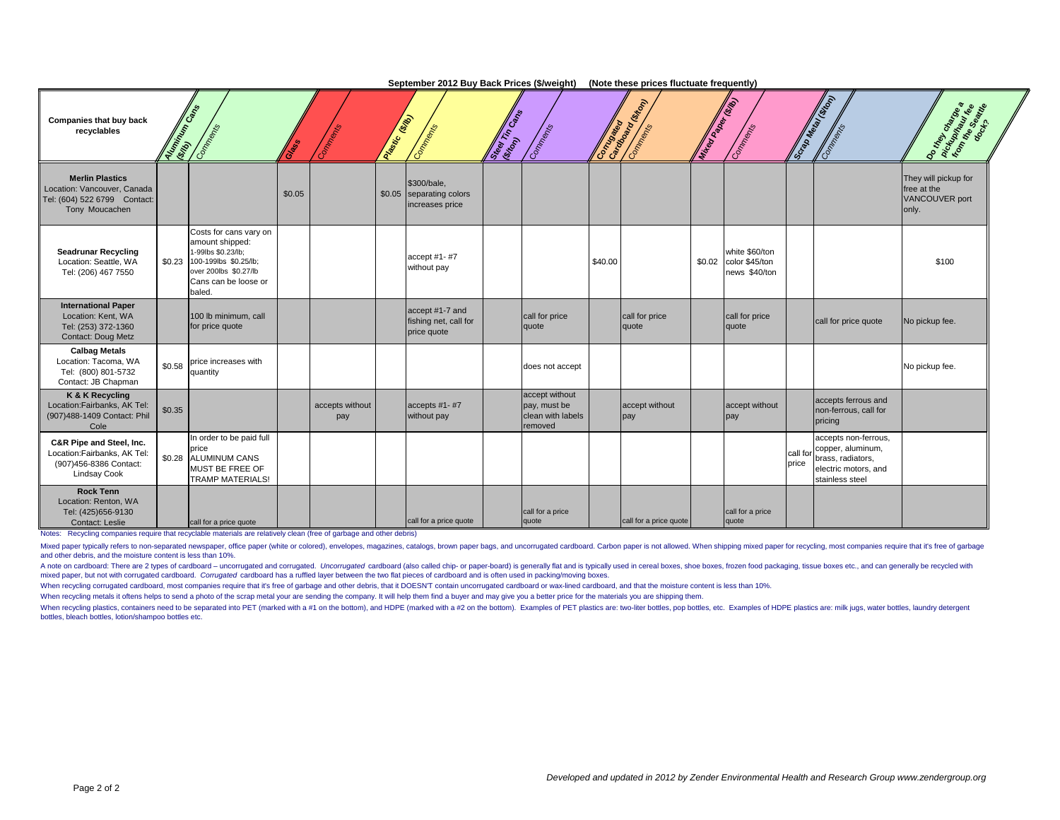**September 2012 Buy Back Prices ($/weight) (Note these prices fluctuate frequently)**

| Companies that buy back recyclables | Aluminum Cans ($/lb) | Comments | Glass | Comments | Plastic ($/lb) | Comments | Steel Tin Cans ($/ton) | Comments | Corrugated Cardboard ($/ton) | Comments | Mixed Paper ($/lb) | Comments | Scrap Metal ($/ton) | Comments | Do they charge a pickup/haul fee from the Seattle dock? |
|---|---|---|---|---|---|---|---|---|---|---|---|---|---|---|---|
| **Merlin Plastics** Location: Vancouver, Canada Tel: (604) 522 6799 Contact: Tony Moucachen | | | $0.05 | | $0.05 | $300/bale, separating colors increases price | | | | | | | | | They will pickup for free at the VANCOUVER port only. |
| **Seadrunar Recycling** Location: Seattle, WA Tel: (206) 467 7550 | $0.23 | Costs for cans vary on amount shipped: 1-99lbs $0.23/lb; 100-199lbs $0.25/lb; over 200lbs $0.27/lb Cans can be loose or baled. | | | | accept #1- #7 without pay | | | $40.00 | | $0.02 | white $60/ton color $45/ton news $40/ton | | | $100 |
| **International Paper** Location: Kent, WA Tel: (253) 372-1360 Contact: Doug Metz | | 100 lb minimum, call for price quote | | | | accept #1-7 and fishing net, call for price quote | | call for price quote | | call for price quote | | call for price quote | | call for price quote | No pickup fee. |
| **Calbag Metals** Location: Tacoma, WA Tel: (800) 801-5732 Contact: JB Chapman | $0.58 | price increases with quantity | | | | | | does not accept | | | | | | | No pickup fee. |
| **K & K Recycling** Location:Fairbanks, AK Tel: (907)488-1409 Contact: Phil Cole | $0.35 | | | accepts without pay | | accepts #1- #7 without pay | | accept without pay, must be clean with labels removed | | accept without pay | | accept without pay | | accepts ferrous and non-ferrous, call for pricing | |
| **C&R Pipe and Steel, Inc.** Location:Fairbanks, AK Tel: (907)456-8386 Contact: Lindsay Cook | $0.28 | In order to be paid full price ALUMINUM CANS MUST BE FREE OF TRAMP MATERIALS! | | | | | | | | | | | call for price | accepts non-ferrous, copper, aluminum, brass, radiators, electric motors, and stainless steel | |
| **Rock Tenn** Location: Renton, WA Tel: (425)656-9130 Contact: Leslie | | call for a price quote | | | | call for a price quote | | call for a price quote | | call for a price quote | | call for a price quote | | | |

Notes: Recycling companies require that recyclable materials are relatively clean (free of garbage and other debris)

Mixed paper typically refers to non-separated newspaper, office paper (white or colored), envelopes, magazines, catalogs, brown paper bags, and uncorrugated cardboard. Carbon paper is not allowed. When shipping mixed paper for recycling, most companies require that it's free of garbage and other debris, and the moisture content is less than 10%.

A note on cardboard: There are 2 types of cardboard – uncorrugated and corrugated. *Uncorrugated* cardboard (also called chip- or paper-board) is generally flat and is typically used in cereal boxes, shoe boxes, frozen food packaging, tissue boxes etc., and can generally be recycled with mixed paper, but not with corrugated cardboard. *Corrugated* cardboard has a ruffled layer between the two flat pieces of cardboard and is often used in packing/moving boxes.

When recycling corrugated cardboard, most companies require that it's free of garbage and other debris, that it DOESN'T contain uncorrugated cardboard or wax-lined cardboard, and that the moisture content is less than 10%.

When recycling metals it oftens helps to send a photo of the scrap metal your are sending the company. It will help them find a buyer and may give you a better price for the materials you are shipping them.

When recycling plastics, containers need to be separated into PET (marked with a #1 on the bottom), and HDPE (marked with a #2 on the bottom). Examples of PET plastics are: two-liter bottles, pop bottles, etc. Examples of HDPE plastics are: milk jugs, water bottles, laundry detergent bottles, bleach bottles, lotion/shampoo bottles etc.

*Developed and updated in 2012 by Zender Environmental Health and Research Group www.zendergroup.org*